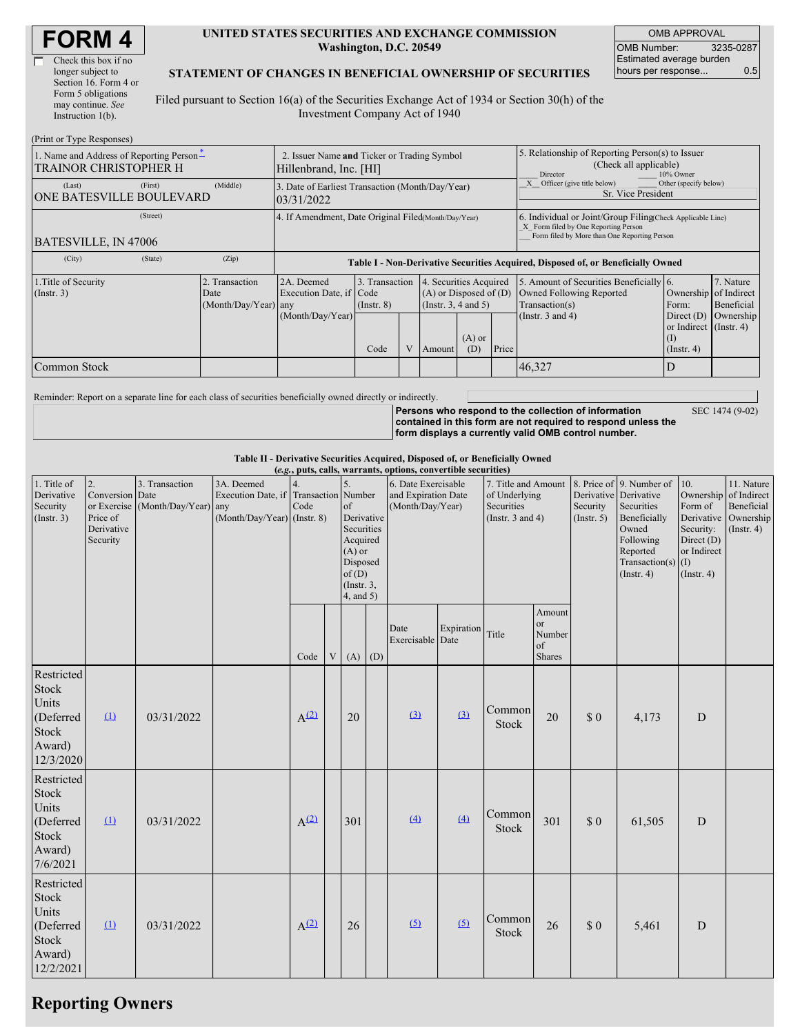# FORM 4

☐ Check this box if no longer subject to Section 16. Form 4 or Form 5 obligations may continue. *See* Instruction 1(b).

**UNITED STATES SECURITIES AND EXCHANGE COMMISSION**
**Washington, D.C. 20549**

**STATEMENT OF CHANGES IN BENEFICIAL OWNERSHIP OF SECURITIES**

Filed pursuant to Section 16(a) of the Securities Exchange Act of 1934 or Section 30(h) of the Investment Company Act of 1940

| OMB APPROVAL | |
|---|---|
| OMB Number: | 3235-0287 |
| Estimated average burden hours per response... | 0.5 |

(Print or Type Responses)

| 1. Name and Address of Reporting Person* | 2. Issuer Name and Ticker or Trading Symbol | 5. Relationship of Reporting Person(s) to Issuer (Check all applicable) |
|---|---|---|
| TRAINOR CHRISTOPHER H | Hillenbrand, Inc. [HI] | ___ Director ___ 10% Owner |
| (Last) (First) (Middle) ONE BATESVILLE BOULEVARD | 3. Date of Earliest Transaction (Month/Day/Year) 03/31/2022 | _X_ Officer (give title below) ___ Other (specify below) Sr. Vice President |
| (Street) BATESVILLE, IN 47006 | 4. If Amendment, Date Original Filed (Month/Day/Year) | 6. Individual or Joint/Group Filing (Check Applicable Line) _X_ Form filed by One Reporting Person ___ Form filed by More than One Reporting Person |
| (City) (State) (Zip) | | |

**Table I - Non-Derivative Securities Acquired, Disposed of, or Beneficially Owned**

| 1.Title of Security (Instr. 3) | 2. Transaction Date (Month/Day/Year) | 2A. Deemed Execution Date, if any (Month/Day/Year) | 3. Transaction Code (Instr. 8) | | 4. Securities Acquired (A) or Disposed of (D) (Instr. 3, 4 and 5) | | | 5. Amount of Securities Beneficially Owned Following Reported Transaction(s) (Instr. 3 and 4) | 6. Ownership Form: Direct (D) or Indirect (I) (Instr. 4) | 7. Nature of Indirect Beneficial Ownership (Instr. 4) |
|---|---|---|---|---|---|---|---|---|---|---|
| | | | Code | V | Amount | (A) or (D) | Price | | | |
| Common Stock | | | | | | | | 46,327 | D | |

Reminder: Report on a separate line for each class of securities beneficially owned directly or indirectly.

**Persons who respond to the collection of information contained in this form are not required to respond unless the form displays a currently valid OMB control number.** SEC 1474 (9-02)

**Table II - Derivative Securities Acquired, Disposed of, or Beneficially Owned**
**(*e.g.*, puts, calls, warrants, options, convertible securities)**

| 1. Title of Derivative Security (Instr. 3) | 2. Conversion or Exercise Price of Derivative Security | 3. Transaction Date (Month/Day/Year) | 3A. Deemed Execution Date, if any (Month/Day/Year) | 4. Transaction Code (Instr. 8) | | 5. Number of Derivative Securities Acquired (A) or Disposed of (D) (Instr. 3, 4, and 5) | | 6. Date Exercisable and Expiration Date (Month/Day/Year) | | 7. Title and Amount of Underlying Securities (Instr. 3 and 4) | | 8. Price of Derivative Security (Instr. 5) | 9. Number of Derivative Securities Beneficially Owned Following Reported Transaction(s) (Instr. 4) | 10. Ownership Form of Derivative Security: Direct (D) or Indirect (I) (Instr. 4) | 11. Nature of Indirect Beneficial Ownership (Instr. 4) |
|---|---|---|---|---|---|---|---|---|---|---|---|---|---|---|---|
| | | | | Code | V | (A) | (D) | Date Exercisable | Expiration Date | Title | Amount or Number of Shares | | | | |
| Restricted Stock Units (Deferred Stock Award) 12/3/2020 | (1) | 03/31/2022 | | A(2) | | 20 | | (3) | (3) | Common Stock | 20 | $ 0 | 4,173 | D | |
| Restricted Stock Units (Deferred Stock Award) 7/6/2021 | (1) | 03/31/2022 | | A(2) | | 301 | | (4) | (4) | Common Stock | 301 | $ 0 | 61,505 | D | |
| Restricted Stock Units (Deferred Stock Award) 12/2/2021 | (1) | 03/31/2022 | | A(2) | | 26 | | (5) | (5) | Common Stock | 26 | $ 0 | 5,461 | D | |

## Reporting Owners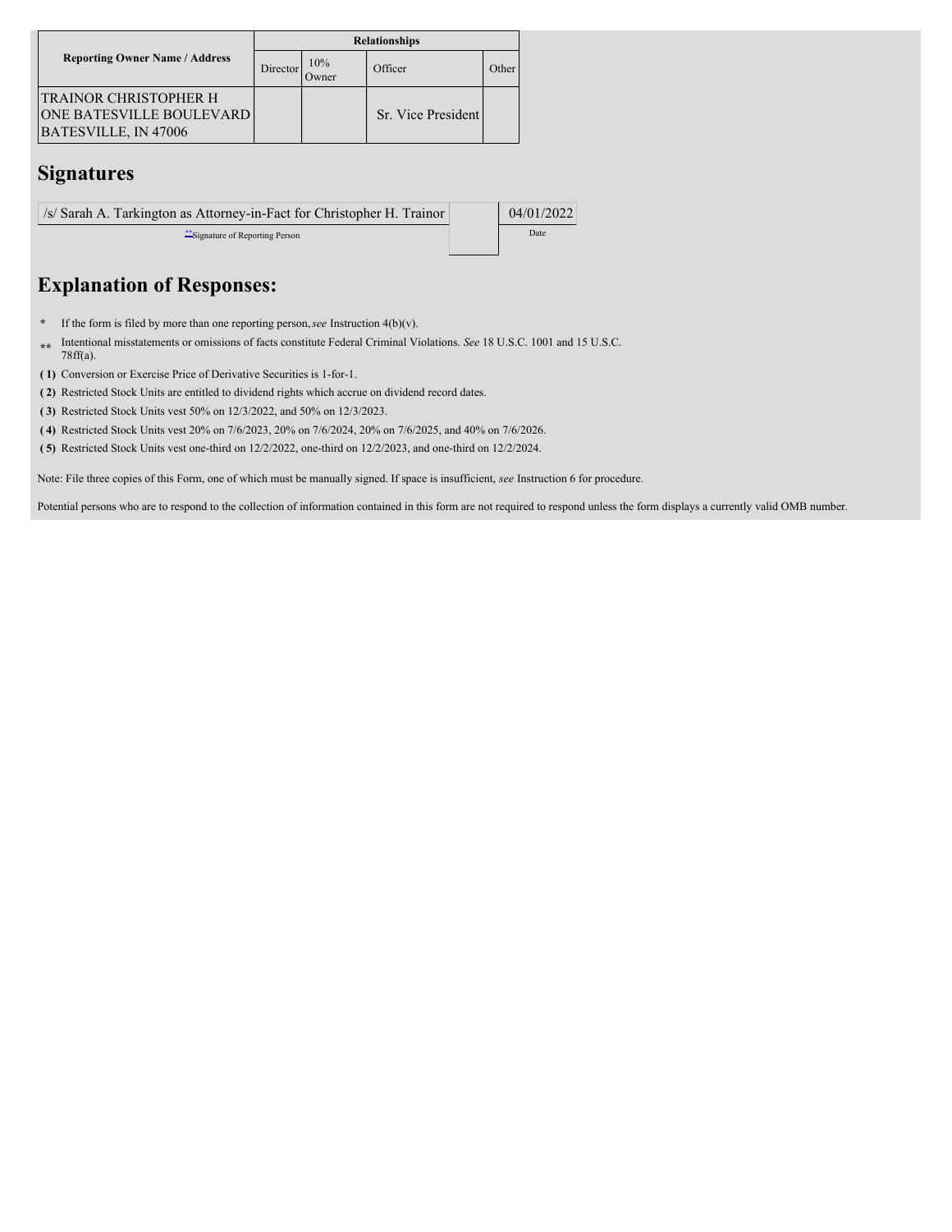| Reporting Owner Name / Address | Relationships | | | |
|---|---|---|---|---|
| | Director | 10% Owner | Officer | Other |
| TRAINOR CHRISTOPHER H<br>ONE BATESVILLE BOULEVARD<br>BATESVILLE, IN 47006 | | | Sr. Vice President | |

## Signatures

| /s/ Sarah A. Tarkington as Attorney-in-Fact for Christopher H. Trainor | | 04/01/2022 |
|---|---|---|
| **Signature of Reporting Person | | Date |

## Explanation of Responses:

\* If the form is filed by more than one reporting person, *see* Instruction 4(b)(v).

** Intentional misstatements or omissions of facts constitute Federal Criminal Violations. *See* 18 U.S.C. 1001 and 15 U.S.C. 78ff(a).

**( 1)** Conversion or Exercise Price of Derivative Securities is 1-for-1.

**( 2)** Restricted Stock Units are entitled to dividend rights which accrue on dividend record dates.

**( 3)** Restricted Stock Units vest 50% on 12/3/2022, and 50% on 12/3/2023.

**( 4)** Restricted Stock Units vest 20% on 7/6/2023, 20% on 7/6/2024, 20% on 7/6/2025, and 40% on 7/6/2026.

**( 5)** Restricted Stock Units vest one-third on 12/2/2022, one-third on 12/2/2023, and one-third on 12/2/2024.

Note: File three copies of this Form, one of which must be manually signed. If space is insufficient, *see* Instruction 6 for procedure.

Potential persons who are to respond to the collection of information contained in this form are not required to respond unless the form displays a currently valid OMB number.